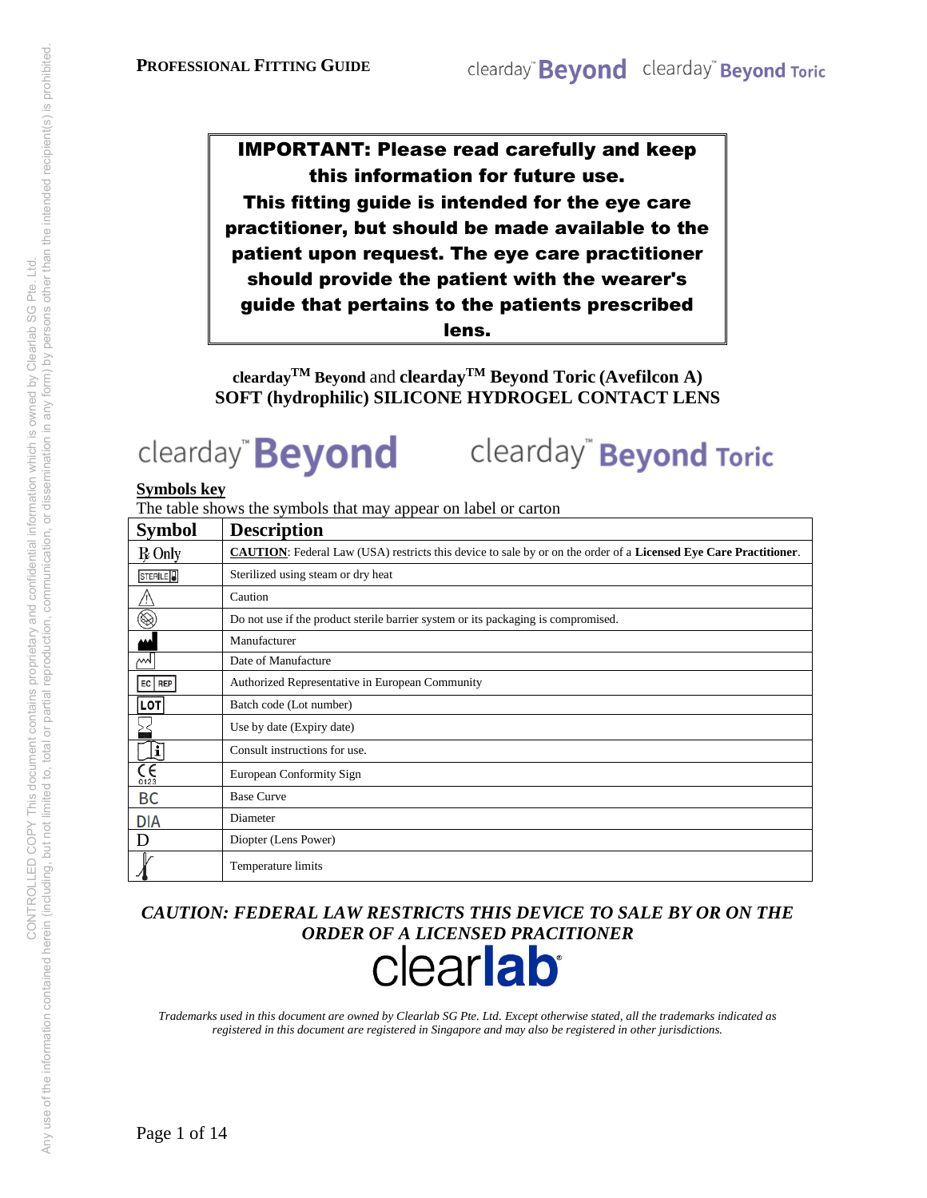**IMPORTANT: Please read carefully and keep this information for future use.**
**This fitting guide is intended for the eye care practitioner, but should be made available to the patient upon request. The eye care practitioner should provide the patient with the wearer's guide that pertains to the patients prescribed lens.**

# clearday™ Beyond and clearday™ Beyond Toric (Avefilcon A)
# SOFT (hydrophilic) SILICONE HYDROGEL CONTACT LENS

clearday™ **Beyond** clearday™ **Beyond Toric**

**Symbols key**

The table shows the symbols that may appear on label or carton

| Symbol | Description |
|---|---|
| ℞ Only | **CAUTION**: Federal Law (USA) restricts this device to sale by or on the order of a **Licensed Eye Care Practitioner**. |
| STERILE | Sterilized using steam or dry heat |
| ⚠ | Caution |
| | Do not use if the product sterile barrier system or its packaging is compromised. |
| | Manufacturer |
| | Date of Manufacture |
| EC REP | Authorized Representative in European Community |
| LOT | Batch code (Lot number) |
| | Use by date (Expiry date) |
| | Consult instructions for use. |
| CE 0123 | European Conformity Sign |
| BC | Base Curve |
| DIA | Diameter |
| D | Diopter (Lens Power) |
| | Temperature limits |

***CAUTION: FEDERAL LAW RESTRICTS THIS DEVICE TO SALE BY OR ON THE ORDER OF A LICENSED PRACITIONER***

clearlab

*Trademarks used in this document are owned by Clearlab SG Pte. Ltd. Except otherwise stated, all the trademarks indicated as registered in this document are registered in Singapore and may also be registered in other jurisdictions.*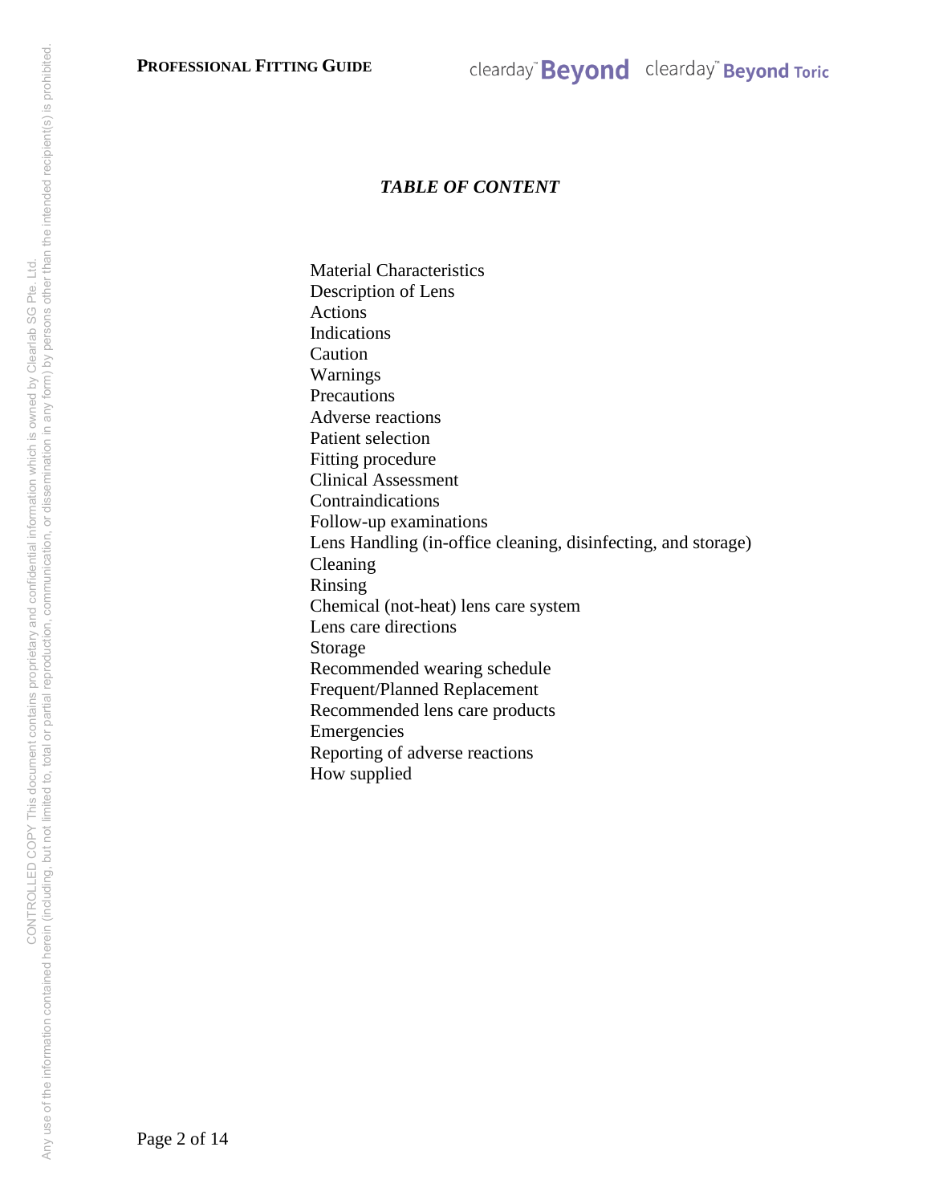## *TABLE OF CONTENT*

Material Characteristics
Description of Lens
Actions
Indications
Caution
Warnings
Precautions
Adverse reactions
Patient selection
Fitting procedure
Clinical Assessment
Contraindications
Follow-up examinations
Lens Handling (in-office cleaning, disinfecting, and storage)
Cleaning
Rinsing
Chemical (not-heat) lens care system
Lens care directions
Storage
Recommended wearing schedule
Frequent/Planned Replacement
Recommended lens care products
Emergencies
Reporting of adverse reactions
How supplied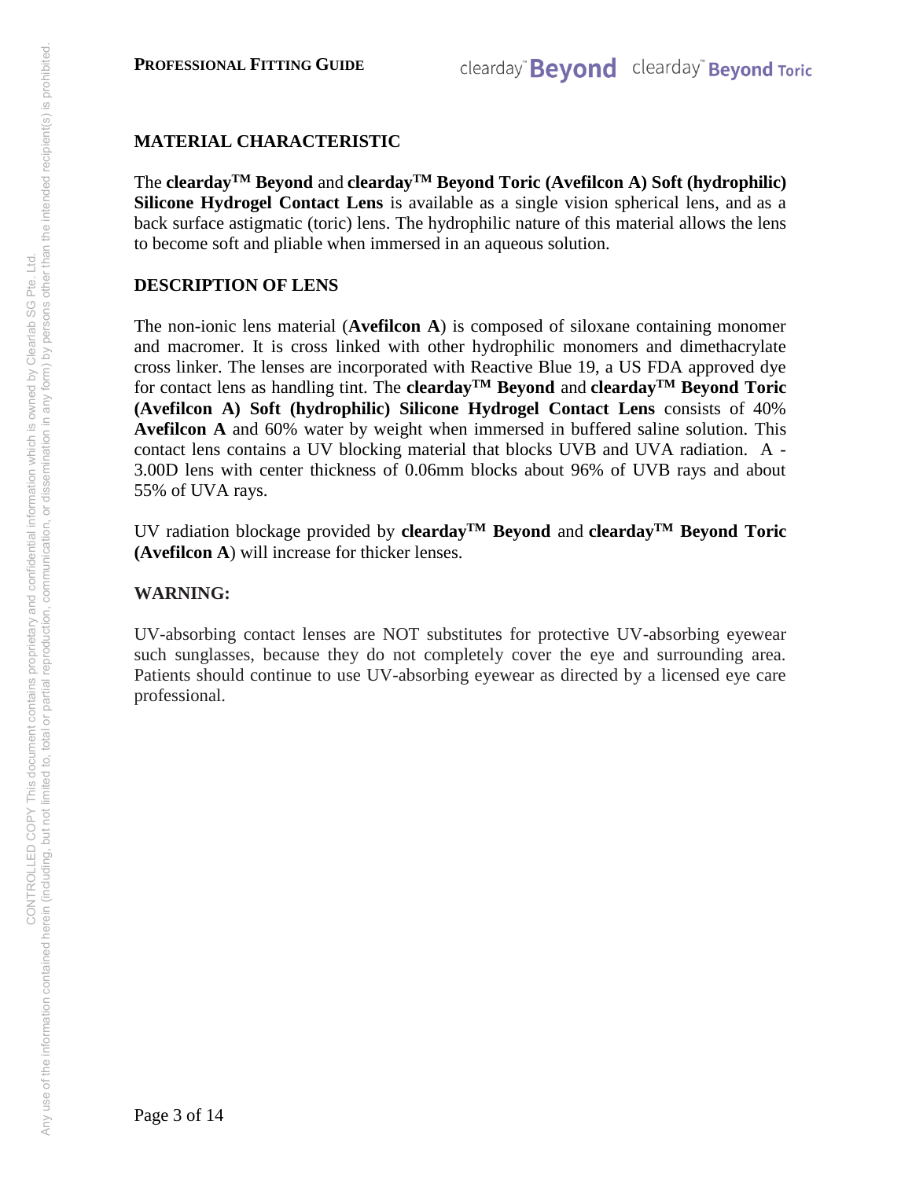## MATERIAL CHARACTERISTIC

The **clearday[TM] Beyond** and **clearday[TM] Beyond Toric (Avefilcon A) Soft (hydrophilic) Silicone Hydrogel Contact Lens** is available as a single vision spherical lens, and as a back surface astigmatic (toric) lens. The hydrophilic nature of this material allows the lens to become soft and pliable when immersed in an aqueous solution.

## DESCRIPTION OF LENS

The non-ionic lens material (**Avefilcon A**) is composed of siloxane containing monomer and macromer. It is cross linked with other hydrophilic monomers and dimethacrylate cross linker. The lenses are incorporated with Reactive Blue 19, a US FDA approved dye for contact lens as handling tint. The **clearday[TM] Beyond** and **clearday[TM] Beyond Toric (Avefilcon A) Soft (hydrophilic) Silicone Hydrogel Contact Lens** consists of 40% **Avefilcon A** and 60% water by weight when immersed in buffered saline solution. This contact lens contains a UV blocking material that blocks UVB and UVA radiation. A -3.00D lens with center thickness of 0.06mm blocks about 96% of UVB rays and about 55% of UVA rays.

UV radiation blockage provided by **clearday[TM] Beyond** and **clearday[TM] Beyond Toric (Avefilcon A**) will increase for thicker lenses.

## WARNING:

UV-absorbing contact lenses are NOT substitutes for protective UV-absorbing eyewear such sunglasses, because they do not completely cover the eye and surrounding area. Patients should continue to use UV-absorbing eyewear as directed by a licensed eye care professional.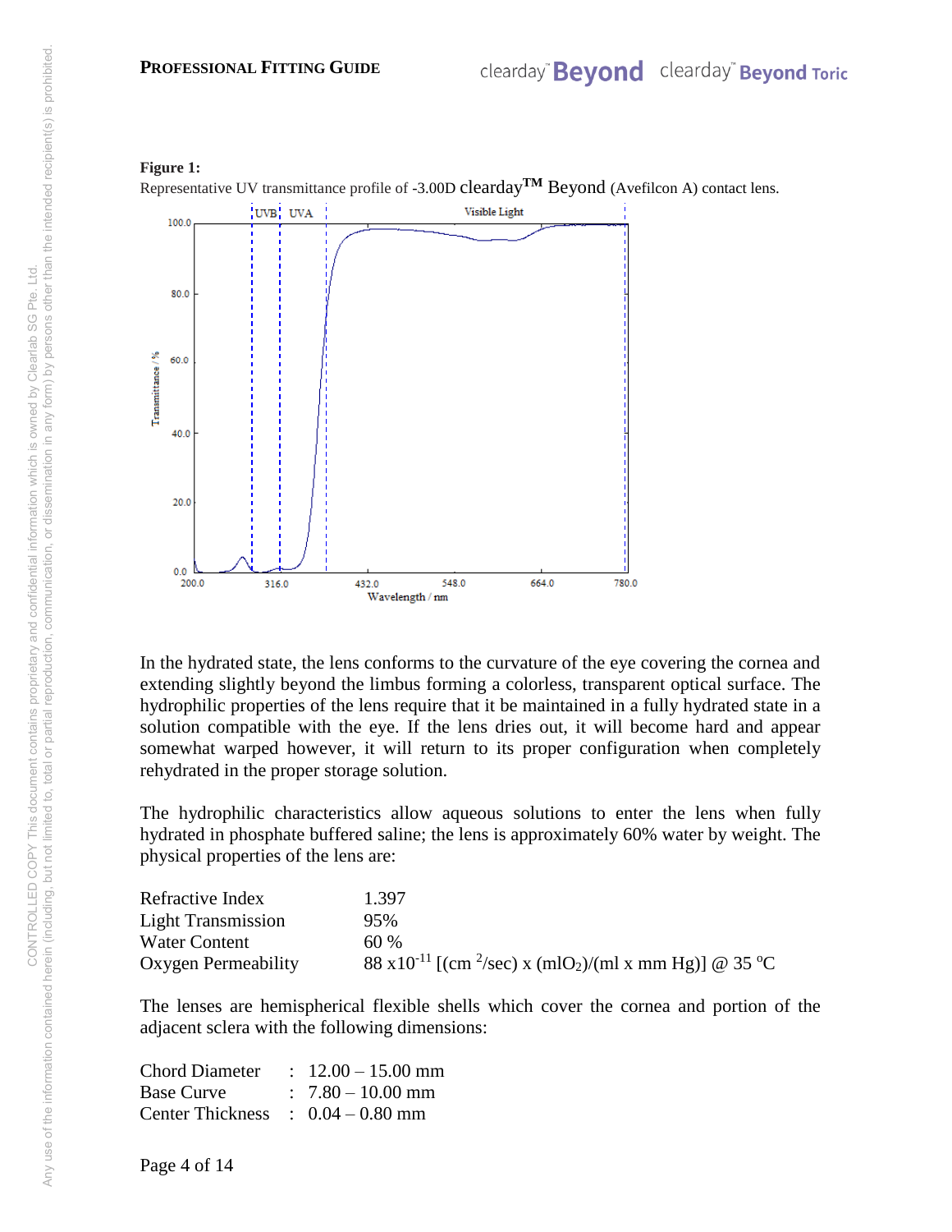**Figure 1:**

Representative UV transmittance profile of -3.00D clearday™ Beyond (Avefilcon A) contact lens.

In the hydrated state, the lens conforms to the curvature of the eye covering the cornea and extending slightly beyond the limbus forming a colorless, transparent optical surface. The hydrophilic properties of the lens require that it be maintained in a fully hydrated state in a solution compatible with the eye. If the lens dries out, it will become hard and appear somewhat warped however, it will return to its proper configuration when completely rehydrated in the proper storage solution.

The hydrophilic characteristics allow aqueous solutions to enter the lens when fully hydrated in phosphate buffered saline; the lens is approximately 60% water by weight. The physical properties of the lens are:

| | |
|---|---|
| Refractive Index | 1.397 |
| Light Transmission | 95% |
| Water Content | 60 % |
| Oxygen Permeability | $88 \times 10^{-11}$ [($cm^2$/sec) x ($mlO_2$)/(ml x mm Hg)] @ 35 ºC |

The lenses are hemispherical flexible shells which cover the cornea and portion of the adjacent sclera with the following dimensions:

| | | |
|---|---|---|
| Chord Diameter | : | 12.00 – 15.00 mm |
| Base Curve | : | 7.80 – 10.00 mm |
| Center Thickness | : | 0.04 – 0.80 mm |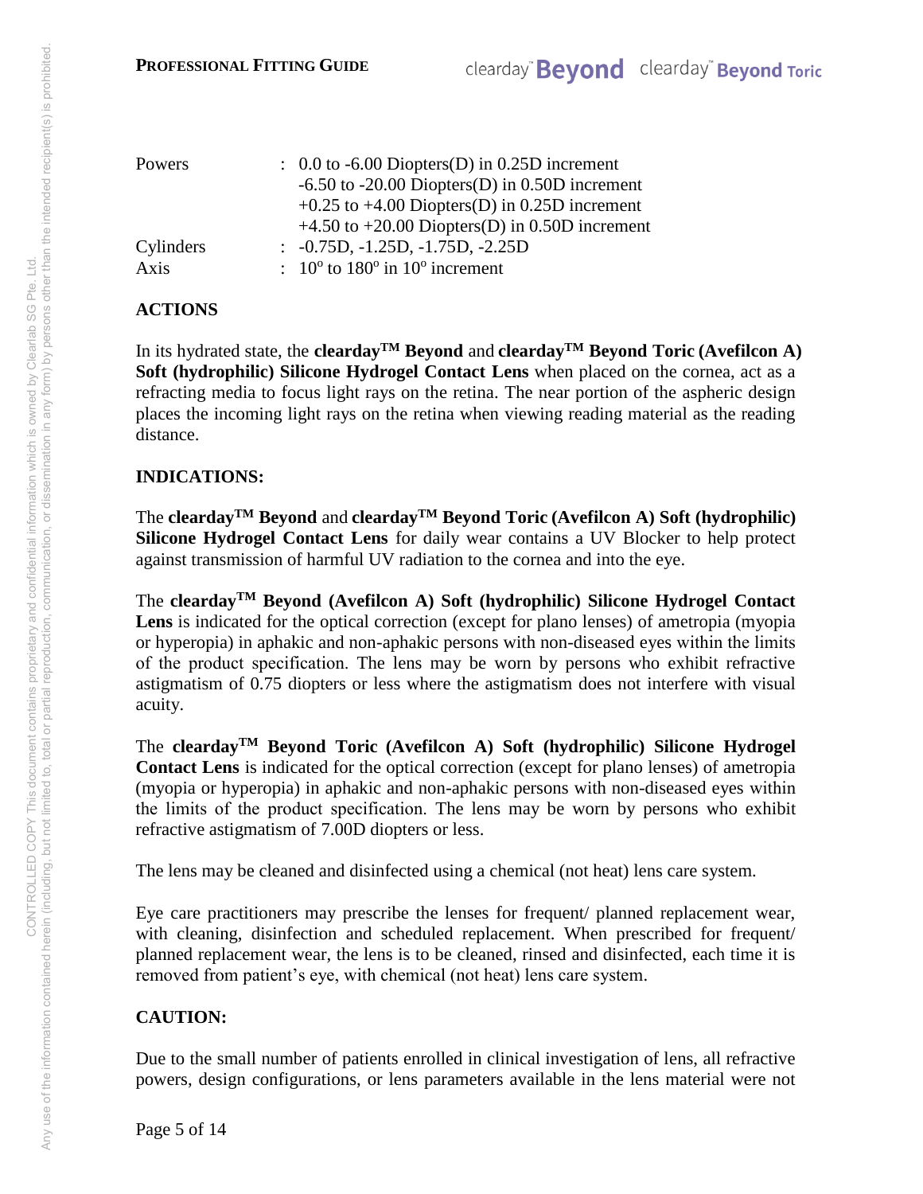| | |
|---|---|
| Powers | : 0.0 to -6.00 Diopters(D) in 0.25D increment<br>-6.50 to -20.00 Diopters(D) in 0.50D increment<br>+0.25 to +4.00 Diopters(D) in 0.25D increment<br>+4.50 to +20.00 Diopters(D) in 0.50D increment |
| Cylinders | : -0.75D, -1.25D, -1.75D, -2.25D |
| Axis | : $10^{o}$ to $180^{o}$ in $10^{o}$ increment |

## ACTIONS

In its hydrated state, the **clearday™ Beyond** and **clearday™ Beyond Toric (Avefilcon A) Soft (hydrophilic) Silicone Hydrogel Contact Lens** when placed on the cornea, act as a refracting media to focus light rays on the retina. The near portion of the aspheric design places the incoming light rays on the retina when viewing reading material as the reading distance.

## INDICATIONS:

The **clearday™ Beyond** and **clearday™ Beyond Toric (Avefilcon A) Soft (hydrophilic) Silicone Hydrogel Contact Lens** for daily wear contains a UV Blocker to help protect against transmission of harmful UV radiation to the cornea and into the eye.

The **clearday™ Beyond (Avefilcon A) Soft (hydrophilic) Silicone Hydrogel Contact Lens** is indicated for the optical correction (except for plano lenses) of ametropia (myopia or hyperopia) in aphakic and non-aphakic persons with non-diseased eyes within the limits of the product specification. The lens may be worn by persons who exhibit refractive astigmatism of 0.75 diopters or less where the astigmatism does not interfere with visual acuity.

The **clearday™ Beyond Toric (Avefilcon A) Soft (hydrophilic) Silicone Hydrogel Contact Lens** is indicated for the optical correction (except for plano lenses) of ametropia (myopia or hyperopia) in aphakic and non-aphakic persons with non-diseased eyes within the limits of the product specification. The lens may be worn by persons who exhibit refractive astigmatism of 7.00D diopters or less.

The lens may be cleaned and disinfected using a chemical (not heat) lens care system.

Eye care practitioners may prescribe the lenses for frequent/ planned replacement wear, with cleaning, disinfection and scheduled replacement. When prescribed for frequent/ planned replacement wear, the lens is to be cleaned, rinsed and disinfected, each time it is removed from patient's eye, with chemical (not heat) lens care system.

## CAUTION:

Due to the small number of patients enrolled in clinical investigation of lens, all refractive powers, design configurations, or lens parameters available in the lens material were not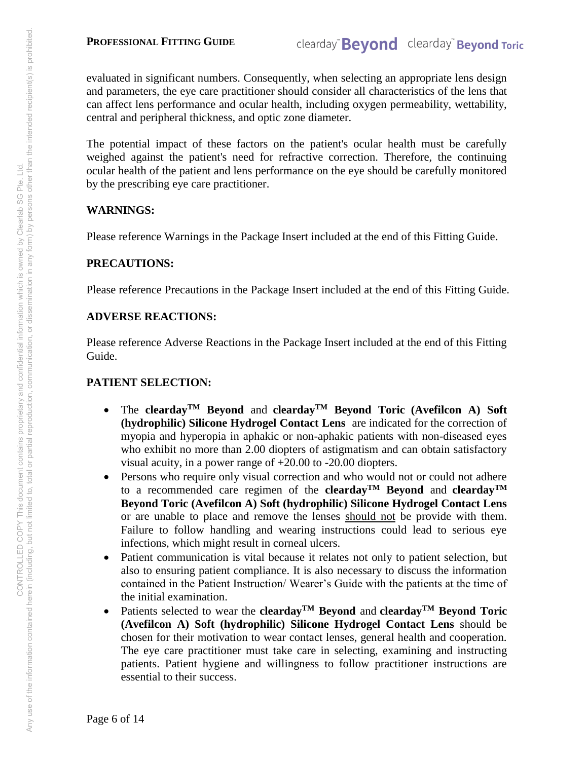evaluated in significant numbers. Consequently, when selecting an appropriate lens design and parameters, the eye care practitioner should consider all characteristics of the lens that can affect lens performance and ocular health, including oxygen permeability, wettability, central and peripheral thickness, and optic zone diameter.

The potential impact of these factors on the patient's ocular health must be carefully weighed against the patient's need for refractive correction. Therefore, the continuing ocular health of the patient and lens performance on the eye should be carefully monitored by the prescribing eye care practitioner.

## WARNINGS:

Please reference Warnings in the Package Insert included at the end of this Fitting Guide.

## PRECAUTIONS:

Please reference Precautions in the Package Insert included at the end of this Fitting Guide.

## ADVERSE REACTIONS:

Please reference Adverse Reactions in the Package Insert included at the end of this Fitting Guide.

## PATIENT SELECTION:

- The **clearday[TM] Beyond** and **clearday[TM] Beyond Toric (Avefilcon A) Soft (hydrophilic) Silicone Hydrogel Contact Lens** are indicated for the correction of myopia and hyperopia in aphakic or non-aphakic patients with non-diseased eyes who exhibit no more than 2.00 diopters of astigmatism and can obtain satisfactory visual acuity, in a power range of +20.00 to -20.00 diopters.
- Persons who require only visual correction and who would not or could not adhere to a recommended care regimen of the **clearday[TM] Beyond** and **clearday[TM] Beyond Toric (Avefilcon A) Soft (hydrophilic) Silicone Hydrogel Contact Lens** or are unable to place and remove the lenses should not be provide with them. Failure to follow handling and wearing instructions could lead to serious eye infections, which might result in corneal ulcers.
- Patient communication is vital because it relates not only to patient selection, but also to ensuring patient compliance. It is also necessary to discuss the information contained in the Patient Instruction/ Wearer's Guide with the patients at the time of the initial examination.
- Patients selected to wear the **clearday[TM] Beyond** and **clearday[TM] Beyond Toric (Avefilcon A) Soft (hydrophilic) Silicone Hydrogel Contact Lens** should be chosen for their motivation to wear contact lenses, general health and cooperation. The eye care practitioner must take care in selecting, examining and instructing patients. Patient hygiene and willingness to follow practitioner instructions are essential to their success.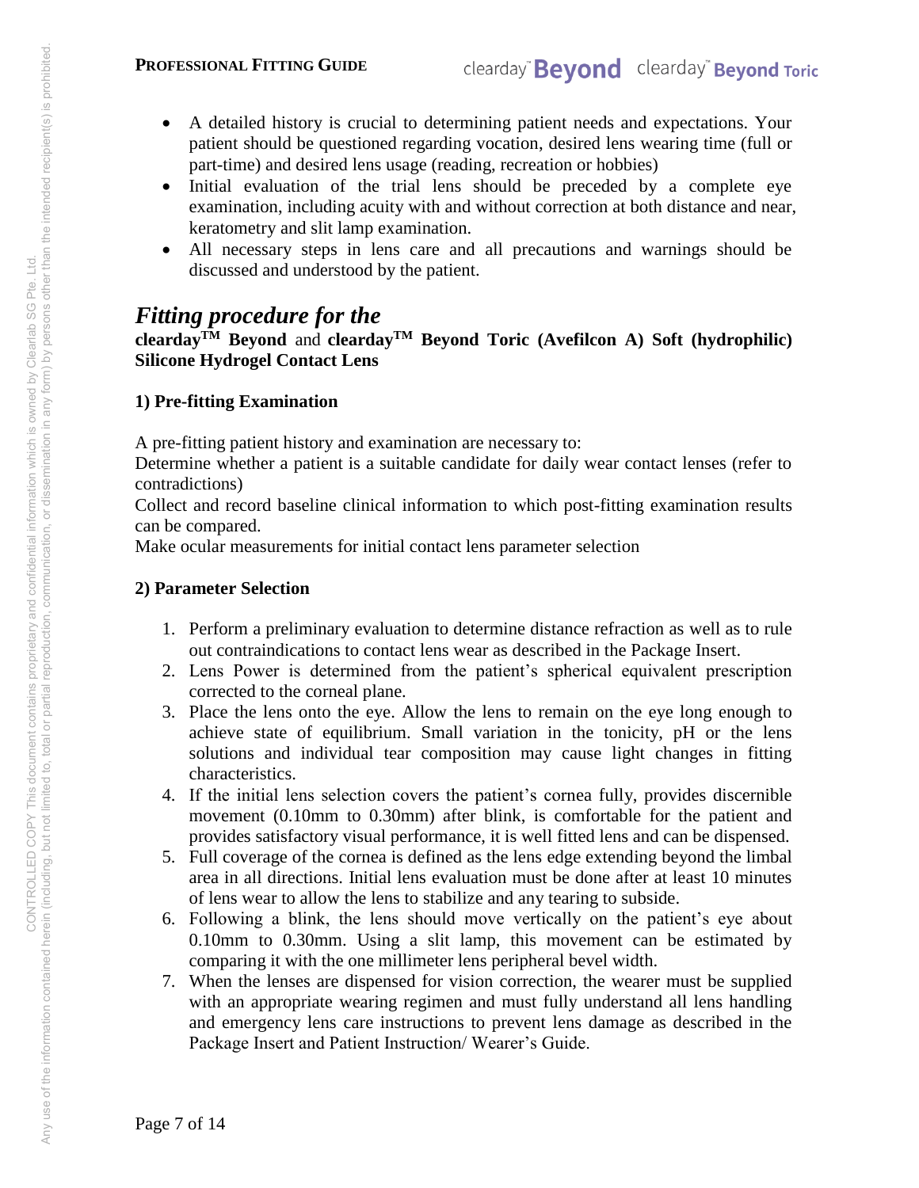- A detailed history is crucial to determining patient needs and expectations. Your patient should be questioned regarding vocation, desired lens wearing time (full or part-time) and desired lens usage (reading, recreation or hobbies)
- Initial evaluation of the trial lens should be preceded by a complete eye examination, including acuity with and without correction at both distance and near, keratometry and slit lamp examination.
- All necessary steps in lens care and all precautions and warnings should be discussed and understood by the patient.

## *Fitting procedure for the*

**clearday™ Beyond** and **clearday™ Beyond Toric (Avefilcon A) Soft (hydrophilic) Silicone Hydrogel Contact Lens**

### 1) Pre-fitting Examination

A pre-fitting patient history and examination are necessary to:

Determine whether a patient is a suitable candidate for daily wear contact lenses (refer to contradictions)

Collect and record baseline clinical information to which post-fitting examination results can be compared.

Make ocular measurements for initial contact lens parameter selection

### 2) Parameter Selection

1. Perform a preliminary evaluation to determine distance refraction as well as to rule out contraindications to contact lens wear as described in the Package Insert.
2. Lens Power is determined from the patient's spherical equivalent prescription corrected to the corneal plane.
3. Place the lens onto the eye. Allow the lens to remain on the eye long enough to achieve state of equilibrium. Small variation in the tonicity, pH or the lens solutions and individual tear composition may cause light changes in fitting characteristics.
4. If the initial lens selection covers the patient's cornea fully, provides discernible movement (0.10mm to 0.30mm) after blink, is comfortable for the patient and provides satisfactory visual performance, it is well fitted lens and can be dispensed.
5. Full coverage of the cornea is defined as the lens edge extending beyond the limbal area in all directions. Initial lens evaluation must be done after at least 10 minutes of lens wear to allow the lens to stabilize and any tearing to subside.
6. Following a blink, the lens should move vertically on the patient's eye about 0.10mm to 0.30mm. Using a slit lamp, this movement can be estimated by comparing it with the one millimeter lens peripheral bevel width.
7. When the lenses are dispensed for vision correction, the wearer must be supplied with an appropriate wearing regimen and must fully understand all lens handling and emergency lens care instructions to prevent lens damage as described in the Package Insert and Patient Instruction/ Wearer's Guide.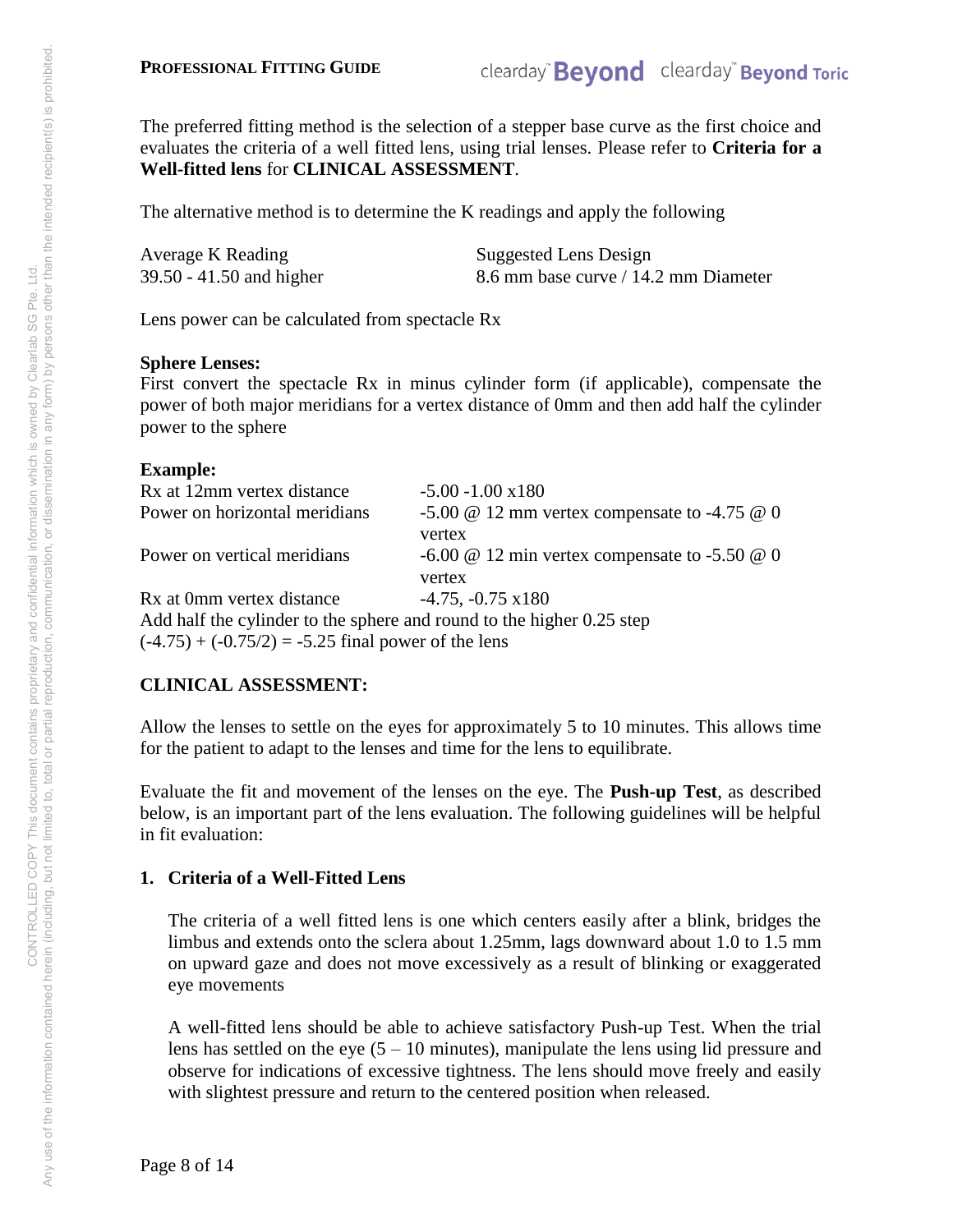The preferred fitting method is the selection of a stepper base curve as the first choice and evaluates the criteria of a well fitted lens, using trial lenses. Please refer to **Criteria for a Well-fitted lens** for **CLINICAL ASSESSMENT**.

The alternative method is to determine the K readings and apply the following

| Average K Reading | Suggested Lens Design |
|---|---|
| 39.50 - 41.50 and higher | 8.6 mm base curve / 14.2 mm Diameter |

Lens power can be calculated from spectacle Rx

**Sphere Lenses:**
First convert the spectacle Rx in minus cylinder form (if applicable), compensate the power of both major meridians for a vertex distance of 0mm and then add half the cylinder power to the sphere

**Example:**

| | |
|---|---|
| Rx at 12mm vertex distance | -5.00 -1.00 x180 |
| Power on horizontal meridians | -5.00 @ 12 mm vertex compensate to -4.75 @ 0 vertex |
| Power on vertical meridians | -6.00 @ 12 min vertex compensate to -5.50 @ 0 vertex |
| Rx at 0mm vertex distance | -4.75, -0.75 x180 |

Add half the cylinder to the sphere and round to the higher 0.25 step
(-4.75) + (-0.75/2) = -5.25 final power of the lens

**CLINICAL ASSESSMENT:**

Allow the lenses to settle on the eyes for approximately 5 to 10 minutes. This allows time for the patient to adapt to the lenses and time for the lens to equilibrate.

Evaluate the fit and movement of the lenses on the eye. The **Push-up Test**, as described below, is an important part of the lens evaluation. The following guidelines will be helpful in fit evaluation:

1. **Criteria of a Well-Fitted Lens**

   The criteria of a well fitted lens is one which centers easily after a blink, bridges the limbus and extends onto the sclera about 1.25mm, lags downward about 1.0 to 1.5 mm on upward gaze and does not move excessively as a result of blinking or exaggerated eye movements

   A well-fitted lens should be able to achieve satisfactory Push-up Test. When the trial lens has settled on the eye (5 – 10 minutes), manipulate the lens using lid pressure and observe for indications of excessive tightness. The lens should move freely and easily with slightest pressure and return to the centered position when released.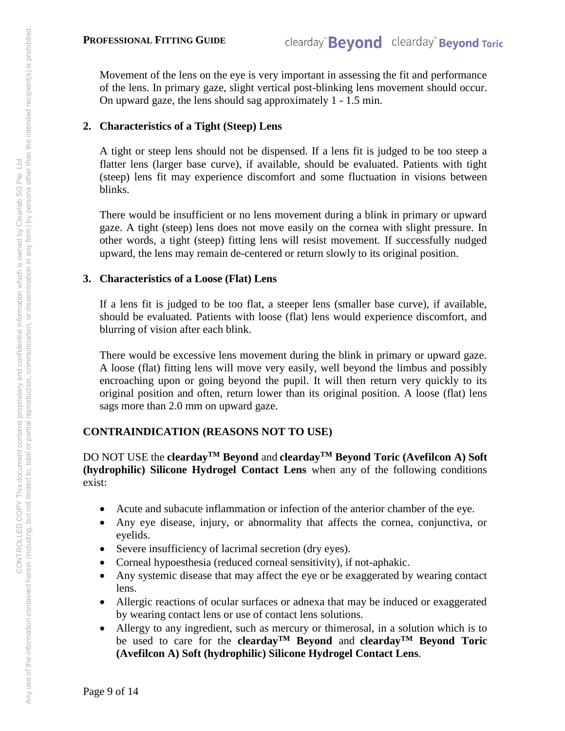Movement of the lens on the eye is very important in assessing the fit and performance of the lens. In primary gaze, slight vertical post-blinking lens movement should occur. On upward gaze, the lens should sag approximately 1 - 1.5 min.

**2. Characteristics of a Tight (Steep) Lens**

A tight or steep lens should not be dispensed. If a lens fit is judged to be too steep a flatter lens (larger base curve), if available, should be evaluated. Patients with tight (steep) lens fit may experience discomfort and some fluctuation in visions between blinks.

There would be insufficient or no lens movement during a blink in primary or upward gaze. A tight (steep) lens does not move easily on the cornea with slight pressure. In other words, a tight (steep) fitting lens will resist movement. If successfully nudged upward, the lens may remain de-centered or return slowly to its original position.

**3. Characteristics of a Loose (Flat) Lens**

If a lens fit is judged to be too flat, a steeper lens (smaller base curve), if available, should be evaluated. Patients with loose (flat) lens would experience discomfort, and blurring of vision after each blink.

There would be excessive lens movement during the blink in primary or upward gaze. A loose (flat) fitting lens will move very easily, well beyond the limbus and possibly encroaching upon or going beyond the pupil. It will then return very quickly to its original position and often, return lower than its original position. A loose (flat) lens sags more than 2.0 mm on upward gaze.

## CONTRAINDICATION (REASONS NOT TO USE)

DO NOT USE the **clearday™ Beyond** and **clearday™ Beyond Toric (Avefilcon A) Soft (hydrophilic) Silicone Hydrogel Contact Lens** when any of the following conditions exist:

- Acute and subacute inflammation or infection of the anterior chamber of the eye.
- Any eye disease, injury, or abnormality that affects the cornea, conjunctiva, or eyelids.
- Severe insufficiency of lacrimal secretion (dry eyes).
- Corneal hypoesthesia (reduced corneal sensitivity), if not-aphakic.
- Any systemic disease that may affect the eye or be exaggerated by wearing contact lens.
- Allergic reactions of ocular surfaces or adnexa that may be induced or exaggerated by wearing contact lens or use of contact lens solutions.
- Allergy to any ingredient, such as mercury or thimerosal, in a solution which is to be used to care for the **clearday™ Beyond** and **clearday™ Beyond Toric (Avefilcon A) Soft (hydrophilic) Silicone Hydrogel Contact Lens**.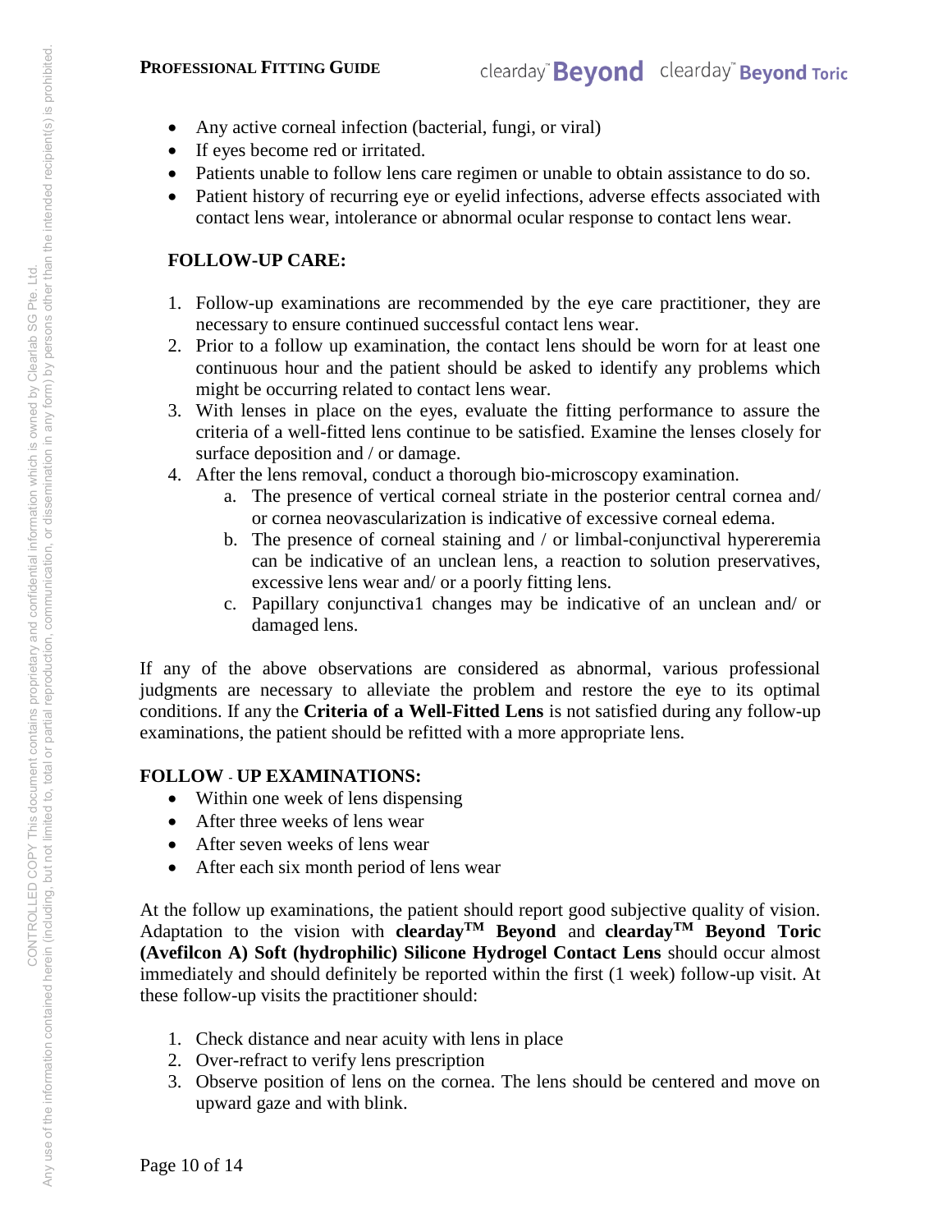- Any active corneal infection (bacterial, fungi, or viral)
- If eyes become red or irritated.
- Patients unable to follow lens care regimen or unable to obtain assistance to do so.
- Patient history of recurring eye or eyelid infections, adverse effects associated with contact lens wear, intolerance or abnormal ocular response to contact lens wear.

## FOLLOW-UP CARE:

1. Follow-up examinations are recommended by the eye care practitioner, they are necessary to ensure continued successful contact lens wear.
2. Prior to a follow up examination, the contact lens should be worn for at least one continuous hour and the patient should be asked to identify any problems which might be occurring related to contact lens wear.
3. With lenses in place on the eyes, evaluate the fitting performance to assure the criteria of a well-fitted lens continue to be satisfied. Examine the lenses closely for surface deposition and / or damage.
4. After the lens removal, conduct a thorough bio-microscopy examination.
    a. The presence of vertical corneal striate in the posterior central cornea and/ or cornea neovascularization is indicative of excessive corneal edema.
    b. The presence of corneal staining and / or limbal-conjunctival hypereremia can be indicative of an unclean lens, a reaction to solution preservatives, excessive lens wear and/ or a poorly fitting lens.
    c. Papillary conjunctiva1 changes may be indicative of an unclean and/ or damaged lens.

If any of the above observations are considered as abnormal, various professional judgments are necessary to alleviate the problem and restore the eye to its optimal conditions. If any the **Criteria of a Well-Fitted Lens** is not satisfied during any follow-up examinations, the patient should be refitted with a more appropriate lens.

## FOLLOW - UP EXAMINATIONS:

- Within one week of lens dispensing
- After three weeks of lens wear
- After seven weeks of lens wear
- After each six month period of lens wear

At the follow up examinations, the patient should report good subjective quality of vision. Adaptation to the vision with **clearday™ Beyond** and **clearday™ Beyond Toric (Avefilcon A) Soft (hydrophilic) Silicone Hydrogel Contact Lens** should occur almost immediately and should definitely be reported within the first (1 week) follow-up visit. At these follow-up visits the practitioner should:

1. Check distance and near acuity with lens in place
2. Over-refract to verify lens prescription
3. Observe position of lens on the cornea. The lens should be centered and move on upward gaze and with blink.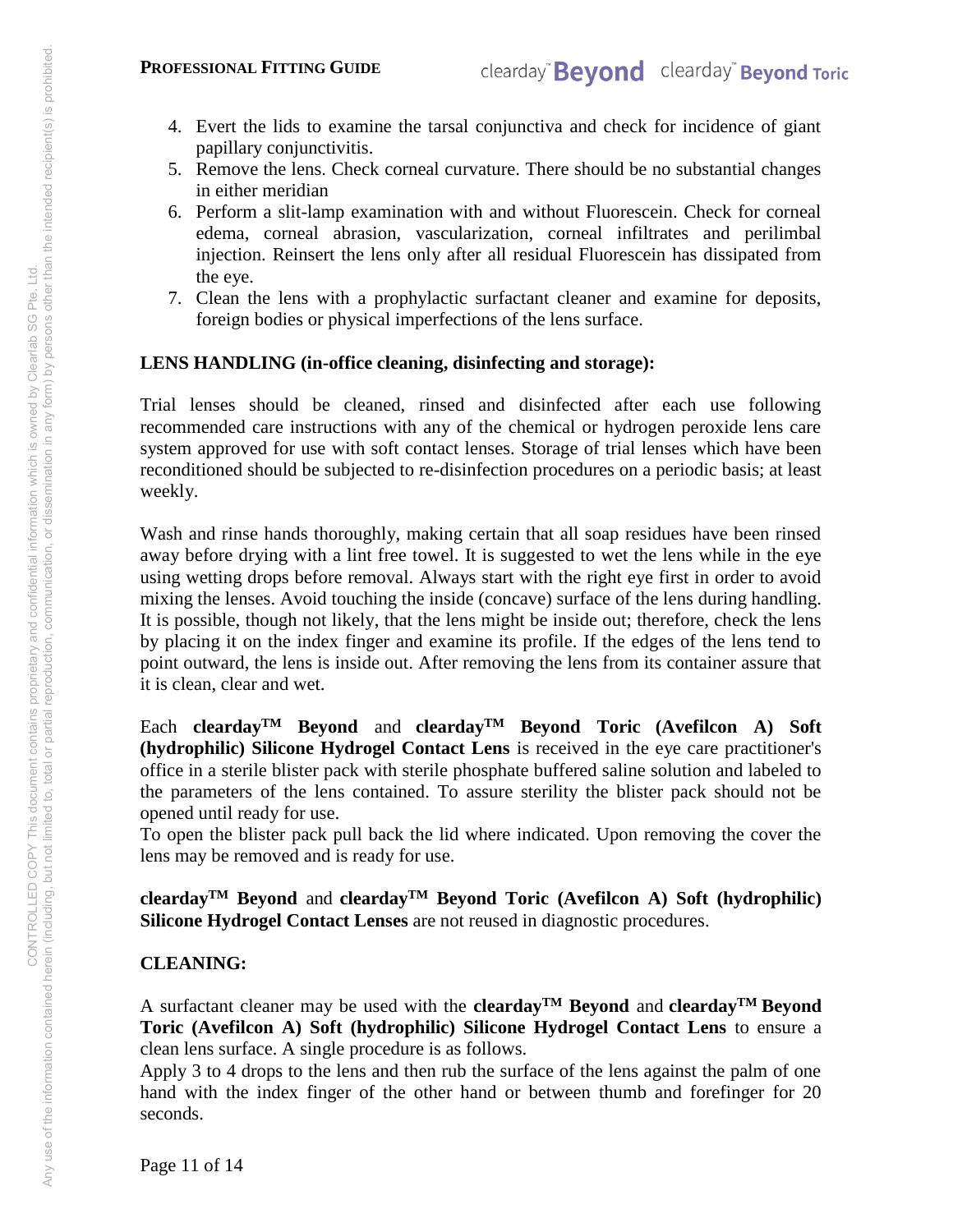4. Evert the lids to examine the tarsal conjunctiva and check for incidence of giant papillary conjunctivitis.
5. Remove the lens. Check corneal curvature. There should be no substantial changes in either meridian
6. Perform a slit-lamp examination with and without Fluorescein. Check for corneal edema, corneal abrasion, vascularization, corneal infiltrates and perilimbal injection. Reinsert the lens only after all residual Fluorescein has dissipated from the eye.
7. Clean the lens with a prophylactic surfactant cleaner and examine for deposits, foreign bodies or physical imperfections of the lens surface.

**LENS HANDLING (in-office cleaning, disinfecting and storage):**

Trial lenses should be cleaned, rinsed and disinfected after each use following recommended care instructions with any of the chemical or hydrogen peroxide lens care system approved for use with soft contact lenses. Storage of trial lenses which have been reconditioned should be subjected to re-disinfection procedures on a periodic basis; at least weekly.

Wash and rinse hands thoroughly, making certain that all soap residues have been rinsed away before drying with a lint free towel. It is suggested to wet the lens while in the eye using wetting drops before removal. Always start with the right eye first in order to avoid mixing the lenses. Avoid touching the inside (concave) surface of the lens during handling. It is possible, though not likely, that the lens might be inside out; therefore, check the lens by placing it on the index finger and examine its profile. If the edges of the lens tend to point outward, the lens is inside out. After removing the lens from its container assure that it is clean, clear and wet.

Each **clearday™ Beyond** and **clearday™ Beyond Toric (Avefilcon A) Soft (hydrophilic) Silicone Hydrogel Contact Lens** is received in the eye care practitioner's office in a sterile blister pack with sterile phosphate buffered saline solution and labeled to the parameters of the lens contained. To assure sterility the blister pack should not be opened until ready for use.
To open the blister pack pull back the lid where indicated. Upon removing the cover the lens may be removed and is ready for use.

**clearday™ Beyond** and **clearday™ Beyond Toric (Avefilcon A) Soft (hydrophilic) Silicone Hydrogel Contact Lenses** are not reused in diagnostic procedures.

**CLEANING:**

A surfactant cleaner may be used with the **clearday™ Beyond** and **clearday™ Beyond Toric (Avefilcon A) Soft (hydrophilic) Silicone Hydrogel Contact Lens** to ensure a clean lens surface. A single procedure is as follows.
Apply 3 to 4 drops to the lens and then rub the surface of the lens against the palm of one hand with the index finger of the other hand or between thumb and forefinger for 20 seconds.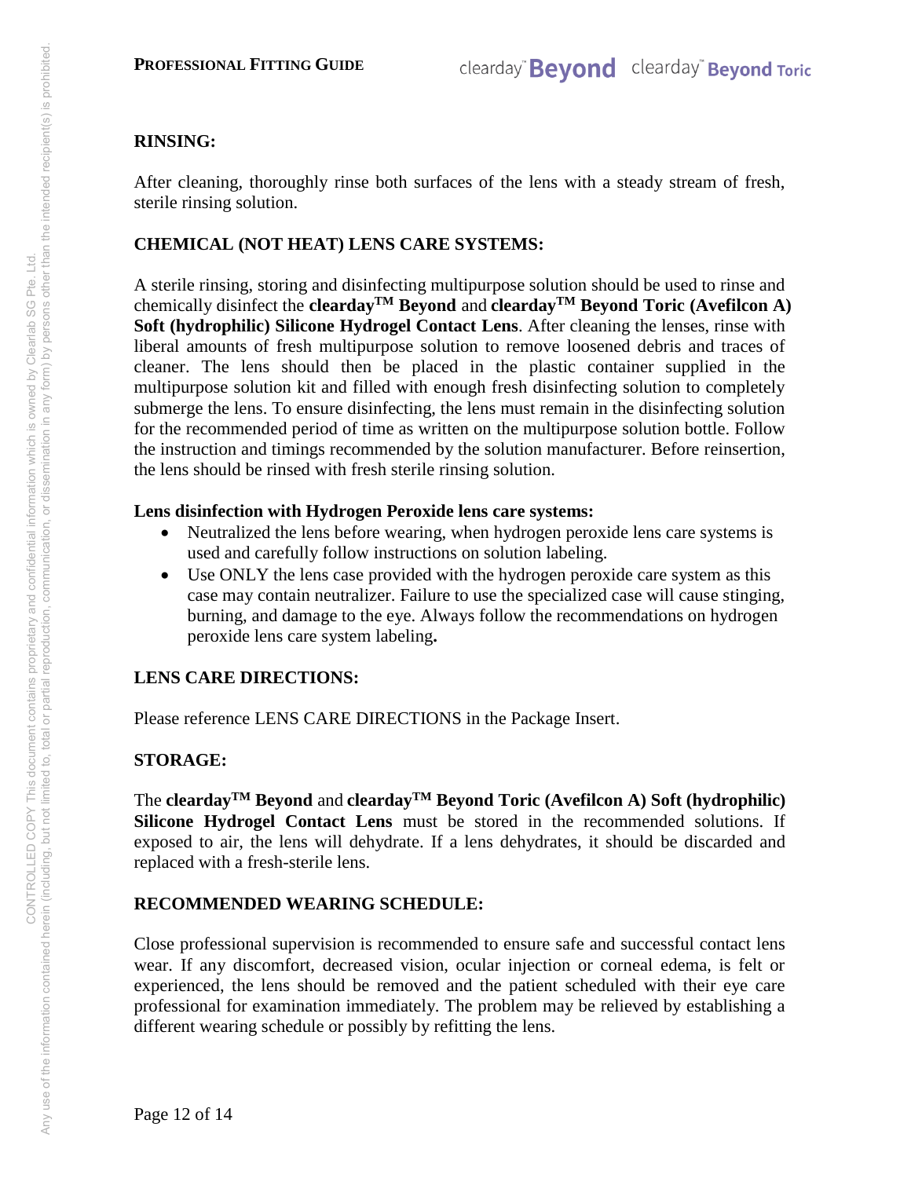## RINSING:

After cleaning, thoroughly rinse both surfaces of the lens with a steady stream of fresh, sterile rinsing solution.

## CHEMICAL (NOT HEAT) LENS CARE SYSTEMS:

A sterile rinsing, storing and disinfecting multipurpose solution should be used to rinse and chemically disinfect the **clearday™ Beyond** and **clearday™ Beyond Toric (Avefilcon A) Soft (hydrophilic) Silicone Hydrogel Contact Lens**. After cleaning the lenses, rinse with liberal amounts of fresh multipurpose solution to remove loosened debris and traces of cleaner. The lens should then be placed in the plastic container supplied in the multipurpose solution kit and filled with enough fresh disinfecting solution to completely submerge the lens. To ensure disinfecting, the lens must remain in the disinfecting solution for the recommended period of time as written on the multipurpose solution bottle. Follow the instruction and timings recommended by the solution manufacturer. Before reinsertion, the lens should be rinsed with fresh sterile rinsing solution.

**Lens disinfection with Hydrogen Peroxide lens care systems:**

- Neutralized the lens before wearing, when hydrogen peroxide lens care systems is used and carefully follow instructions on solution labeling.
- Use ONLY the lens case provided with the hydrogen peroxide care system as this case may contain neutralizer. Failure to use the specialized case will cause stinging, burning, and damage to the eye. Always follow the recommendations on hydrogen peroxide lens care system labeling**.**

## LENS CARE DIRECTIONS:

Please reference LENS CARE DIRECTIONS in the Package Insert.

## STORAGE:

The **clearday™ Beyond** and **clearday™ Beyond Toric (Avefilcon A) Soft (hydrophilic) Silicone Hydrogel Contact Lens** must be stored in the recommended solutions. If exposed to air, the lens will dehydrate. If a lens dehydrates, it should be discarded and replaced with a fresh-sterile lens.

## RECOMMENDED WEARING SCHEDULE:

Close professional supervision is recommended to ensure safe and successful contact lens wear. If any discomfort, decreased vision, ocular injection or corneal edema, is felt or experienced, the lens should be removed and the patient scheduled with their eye care professional for examination immediately. The problem may be relieved by establishing a different wearing schedule or possibly by refitting the lens.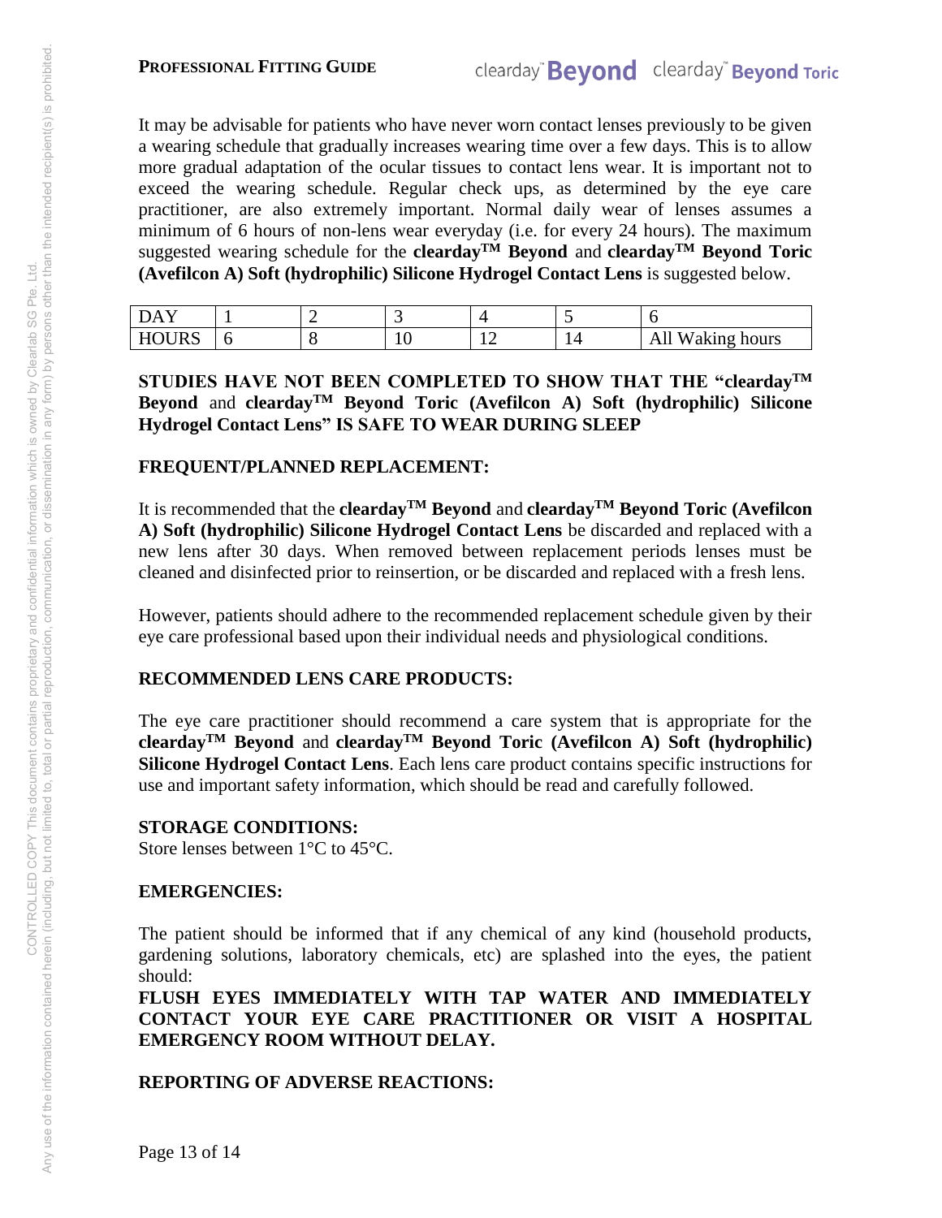It may be advisable for patients who have never worn contact lenses previously to be given a wearing schedule that gradually increases wearing time over a few days. This is to allow more gradual adaptation of the ocular tissues to contact lens wear. It is important not to exceed the wearing schedule. Regular check ups, as determined by the eye care practitioner, are also extremely important. Normal daily wear of lenses assumes a minimum of 6 hours of non-lens wear everyday (i.e. for every 24 hours). The maximum suggested wearing schedule for the **clearday™ Beyond** and **clearday™ Beyond Toric (Avefilcon A) Soft (hydrophilic) Silicone Hydrogel Contact Lens** is suggested below.

| DAY | 1 | 2 | 3 | 4 | 5 | 6 |
|---|---|---|---|---|---|---|
| HOURS | 6 | 8 | 10 | 12 | 14 | All Waking hours |

**STUDIES HAVE NOT BEEN COMPLETED TO SHOW THAT THE "clearday™ Beyond and clearday™ Beyond Toric (Avefilcon A) Soft (hydrophilic) Silicone Hydrogel Contact Lens" IS SAFE TO WEAR DURING SLEEP**

**FREQUENT/PLANNED REPLACEMENT:**

It is recommended that the **clearday™ Beyond** and **clearday™ Beyond Toric (Avefilcon A) Soft (hydrophilic) Silicone Hydrogel Contact Lens** be discarded and replaced with a new lens after 30 days. When removed between replacement periods lenses must be cleaned and disinfected prior to reinsertion, or be discarded and replaced with a fresh lens.

However, patients should adhere to the recommended replacement schedule given by their eye care professional based upon their individual needs and physiological conditions.

**RECOMMENDED LENS CARE PRODUCTS:**

The eye care practitioner should recommend a care system that is appropriate for the **clearday™ Beyond** and **clearday™ Beyond Toric (Avefilcon A) Soft (hydrophilic) Silicone Hydrogel Contact Lens**. Each lens care product contains specific instructions for use and important safety information, which should be read and carefully followed.

**STORAGE CONDITIONS:**
Store lenses between 1°C to 45°C.

**EMERGENCIES:**

The patient should be informed that if any chemical of any kind (household products, gardening solutions, laboratory chemicals, etc) are splashed into the eyes, the patient should:
**FLUSH EYES IMMEDIATELY WITH TAP WATER AND IMMEDIATELY CONTACT YOUR EYE CARE PRACTITIONER OR VISIT A HOSPITAL EMERGENCY ROOM WITHOUT DELAY.**

**REPORTING OF ADVERSE REACTIONS:**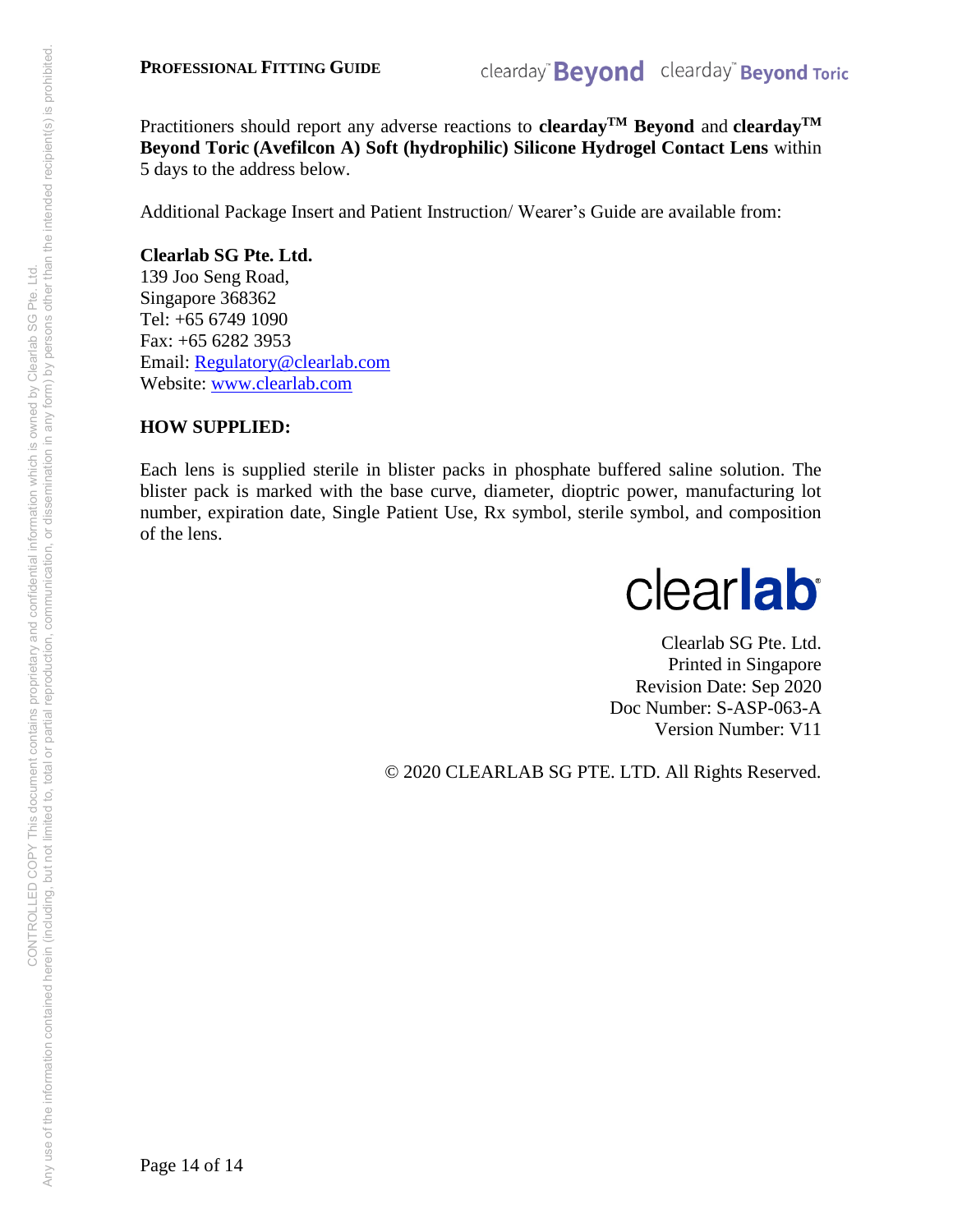Practitioners should report any adverse reactions to **clearday™ Beyond** and **clearday™ Beyond Toric (Avefilcon A) Soft (hydrophilic) Silicone Hydrogel Contact Lens** within 5 days to the address below.

Additional Package Insert and Patient Instruction/ Wearer's Guide are available from:

**Clearlab SG Pte. Ltd.**
139 Joo Seng Road,
Singapore 368362
Tel: +65 6749 1090
Fax: +65 6282 3953
Email: Regulatory@clearlab.com
Website: www.clearlab.com

## HOW SUPPLIED:

Each lens is supplied sterile in blister packs in phosphate buffered saline solution. The blister pack is marked with the base curve, diameter, dioptric power, manufacturing lot number, expiration date, Single Patient Use, Rx symbol, sterile symbol, and composition of the lens.

clearlab

Clearlab SG Pte. Ltd.
Printed in Singapore
Revision Date: Sep 2020
Doc Number: S-ASP-063-A
Version Number: V11

© 2020 CLEARLAB SG PTE. LTD. All Rights Reserved.